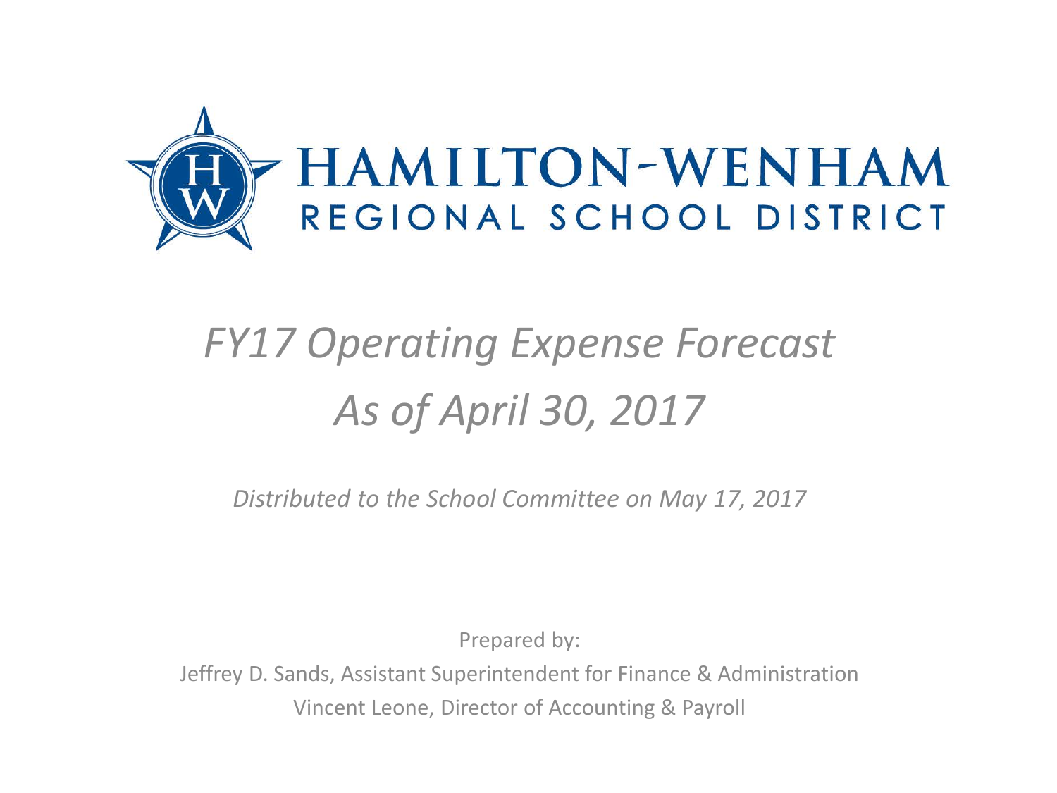# HAMILTON-WENHAM REGIONAL SCHOOL DISTRICT

## *FY17 Operating Expense Forecast*
## *As of April 30, 2017*

*Distributed to the School Committee on May 17, 2017*

Prepared by:

Jeffrey D. Sands, Assistant Superintendent for Finance & Administration

Vincent Leone, Director of Accounting & Payroll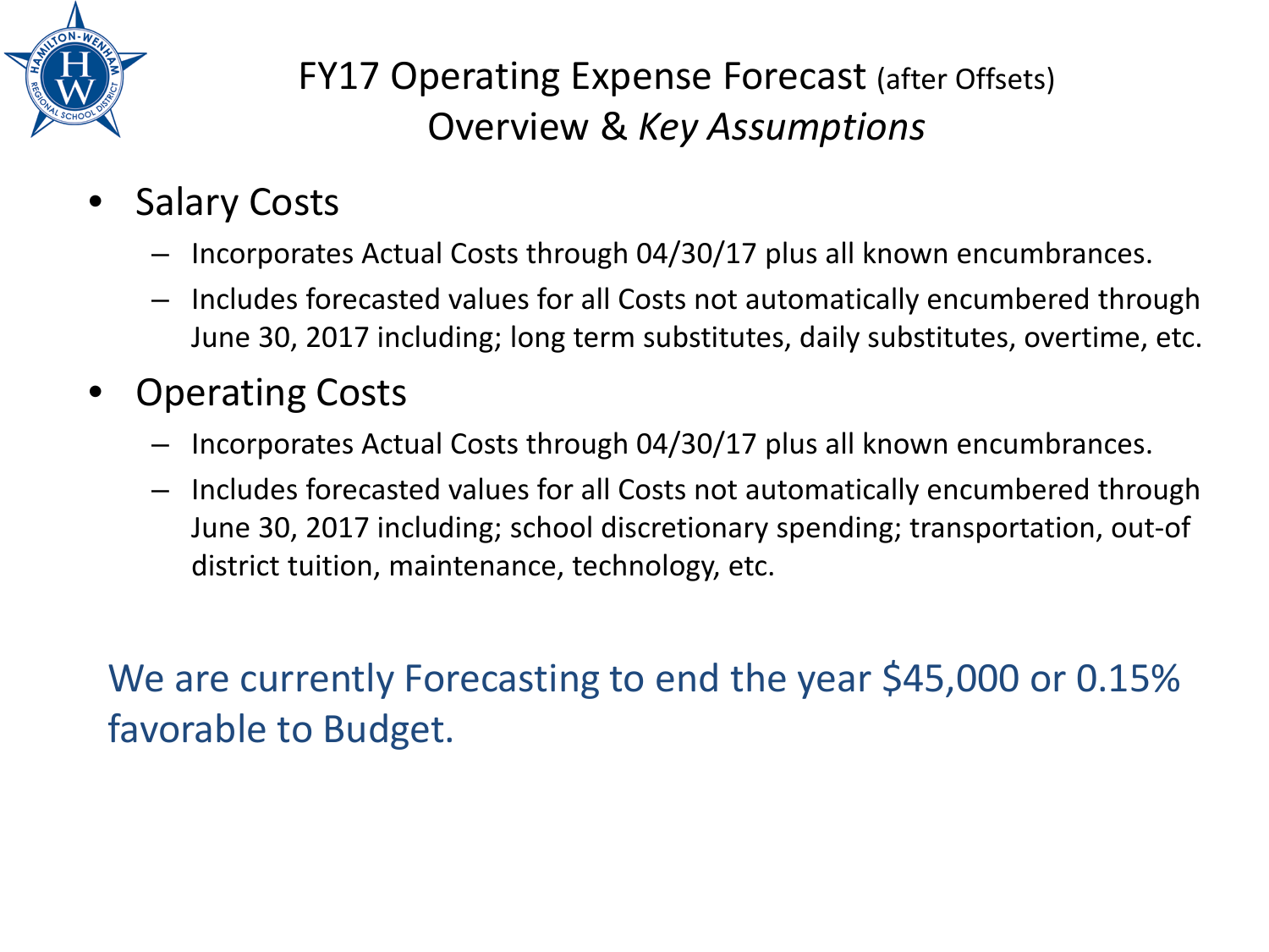# FY17 Operating Expense Forecast (after Offsets)
## Overview & *Key Assumptions*

- Salary Costs
  - Incorporates Actual Costs through 04/30/17 plus all known encumbrances.
  - Includes forecasted values for all Costs not automatically encumbered through June 30, 2017 including; long term substitutes, daily substitutes, overtime, etc.
- Operating Costs
  - Incorporates Actual Costs through 04/30/17 plus all known encumbrances.
  - Includes forecasted values for all Costs not automatically encumbered through June 30, 2017 including; school discretionary spending; transportation, out-of district tuition, maintenance, technology, etc.

We are currently Forecasting to end the year $45,000 or 0.15% favorable to Budget.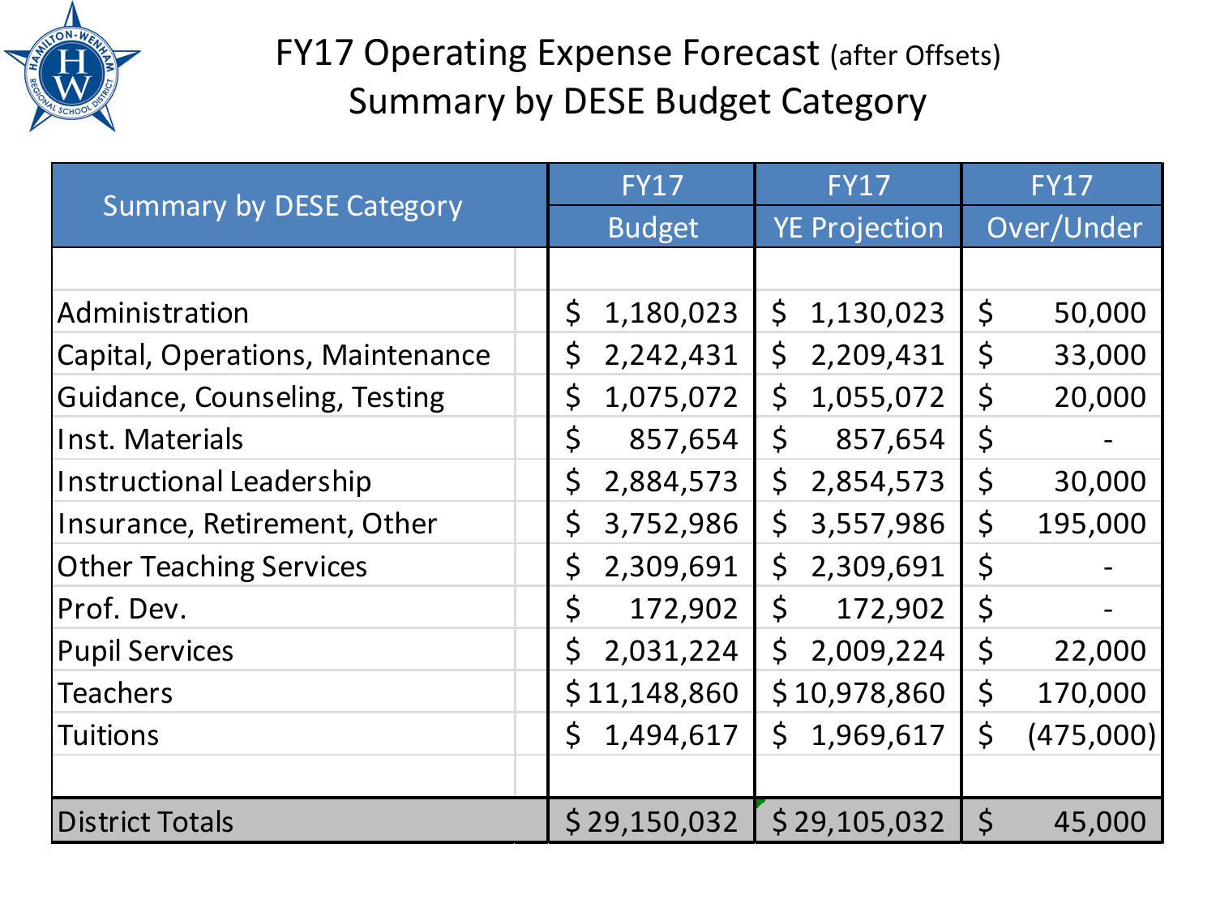# FY17 Operating Expense Forecast (after Offsets)
## Summary by DESE Budget Category

| Summary by DESE Category | FY17 Budget | FY17 YE Projection | FY17 Over/Under |
|---|---|---|---|
| Administration | $ 1,180,023 | $ 1,130,023 | $ 50,000 |
| Capital, Operations, Maintenance | $ 2,242,431 | $ 2,209,431 | $ 33,000 |
| Guidance, Counseling, Testing | $ 1,075,072 | $ 1,055,072 | $ 20,000 |
| Inst. Materials | $ 857,654 | $ 857,654 | $ - |
| Instructional Leadership | $ 2,884,573 | $ 2,854,573 | $ 30,000 |
| Insurance, Retirement, Other | $ 3,752,986 | $ 3,557,986 | $ 195,000 |
| Other Teaching Services | $ 2,309,691 | $ 2,309,691 | $ - |
| Prof. Dev. | $ 172,902 | $ 172,902 | $ - |
| Pupil Services | $ 2,031,224 | $ 2,009,224 | $ 22,000 |
| Teachers | $ 11,148,860 | $ 10,978,860 | $ 170,000 |
| Tuitions | $ 1,494,617 | $ 1,969,617 | $ (475,000) |
| **District Totals** | **$ 29,150,032** | **$ 29,105,032** | **$ 45,000** |